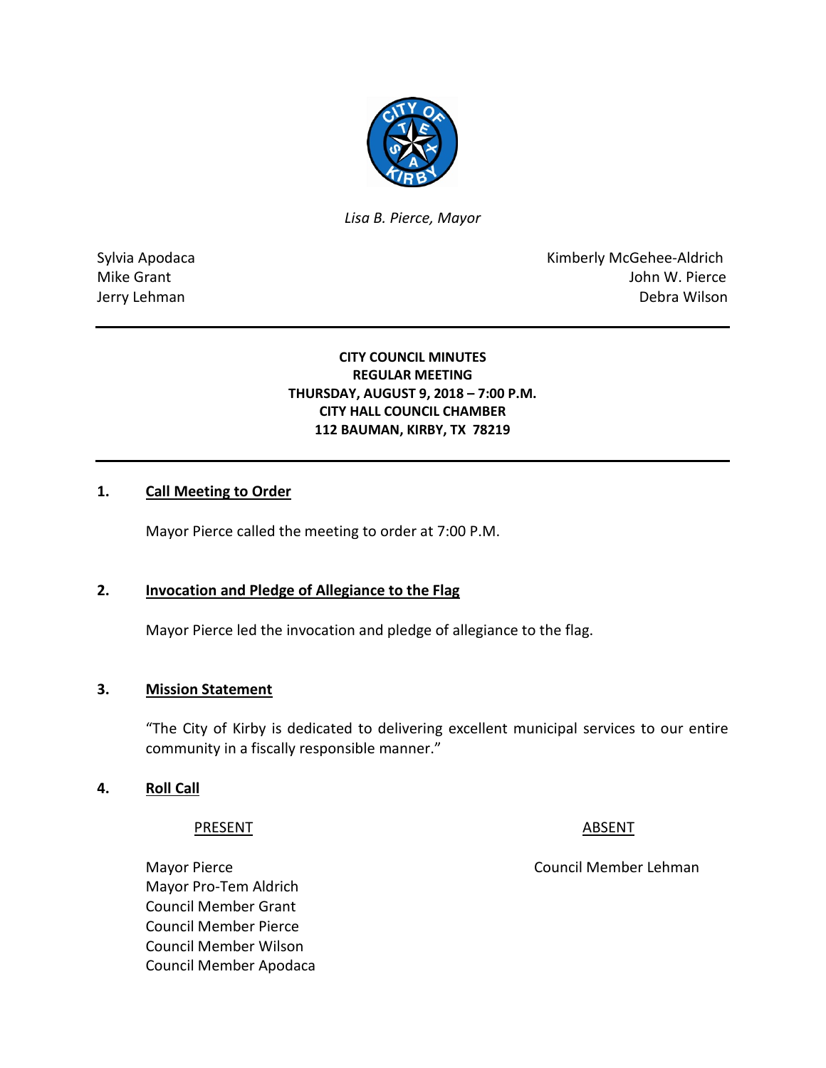*Lisa B. Pierce, Mayor*

Sylvia Apodaca
Mike Grant
Jerry Lehman

Kimberly McGehee-Aldrich
John W. Pierce
Debra Wilson

---

**CITY COUNCIL MINUTES**
**REGULAR MEETING**
**THURSDAY, AUGUST 9, 2018 – 7:00 P.M.**
**CITY HALL COUNCIL CHAMBER**
**112 BAUMAN, KIRBY, TX 78219**

---

## 1. Call Meeting to Order

Mayor Pierce called the meeting to order at 7:00 P.M.

## 2. Invocation and Pledge of Allegiance to the Flag

Mayor Pierce led the invocation and pledge of allegiance to the flag.

## 3. Mission Statement

"The City of Kirby is dedicated to delivering excellent municipal services to our entire community in a fiscally responsible manner."

## 4. Roll Call

| PRESENT | ABSENT |
|---|---|
| Mayor Pierce | Council Member Lehman |
| Mayor Pro-Tem Aldrich | |
| Council Member Grant | |
| Council Member Pierce | |
| Council Member Wilson | |
| Council Member Apodaca | |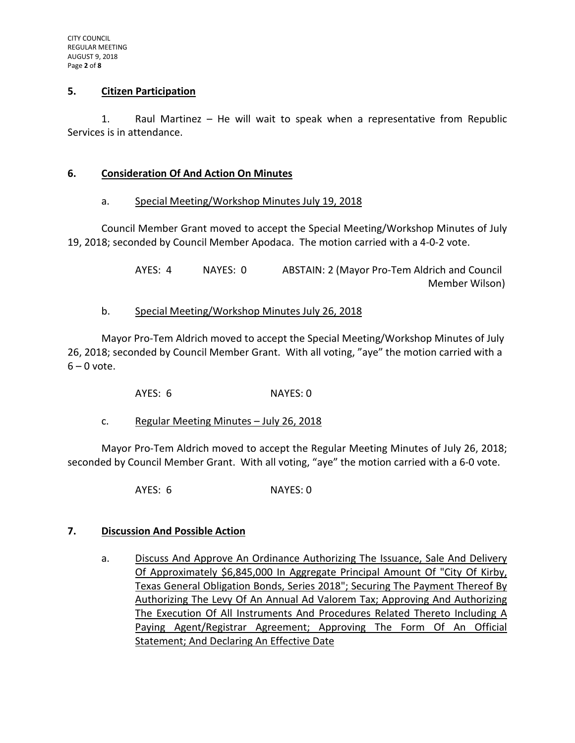## 5. Citizen Participation

1. Raul Martinez – He will wait to speak when a representative from Republic Services is in attendance.

## 6. Consideration Of And Action On Minutes

a. Special Meeting/Workshop Minutes July 19, 2018

Council Member Grant moved to accept the Special Meeting/Workshop Minutes of July 19, 2018; seconded by Council Member Apodaca. The motion carried with a 4-0-2 vote.

AYES: 4 NAYES: 0 ABSTAIN: 2 (Mayor Pro-Tem Aldrich and Council Member Wilson)

b. Special Meeting/Workshop Minutes July 26, 2018

Mayor Pro-Tem Aldrich moved to accept the Special Meeting/Workshop Minutes of July 26, 2018; seconded by Council Member Grant. With all voting, "aye" the motion carried with a 6 – 0 vote.

AYES: 6 NAYES: 0

c. Regular Meeting Minutes – July 26, 2018

Mayor Pro-Tem Aldrich moved to accept the Regular Meeting Minutes of July 26, 2018; seconded by Council Member Grant. With all voting, "aye" the motion carried with a 6-0 vote.

AYES: 6 NAYES: 0

## 7. Discussion And Possible Action

a. Discuss And Approve An Ordinance Authorizing The Issuance, Sale And Delivery Of Approximately $6,845,000 In Aggregate Principal Amount Of "City Of Kirby, Texas General Obligation Bonds, Series 2018"; Securing The Payment Thereof By Authorizing The Levy Of An Annual Ad Valorem Tax; Approving And Authorizing The Execution Of All Instruments And Procedures Related Thereto Including A Paying Agent/Registrar Agreement; Approving The Form Of An Official Statement; And Declaring An Effective Date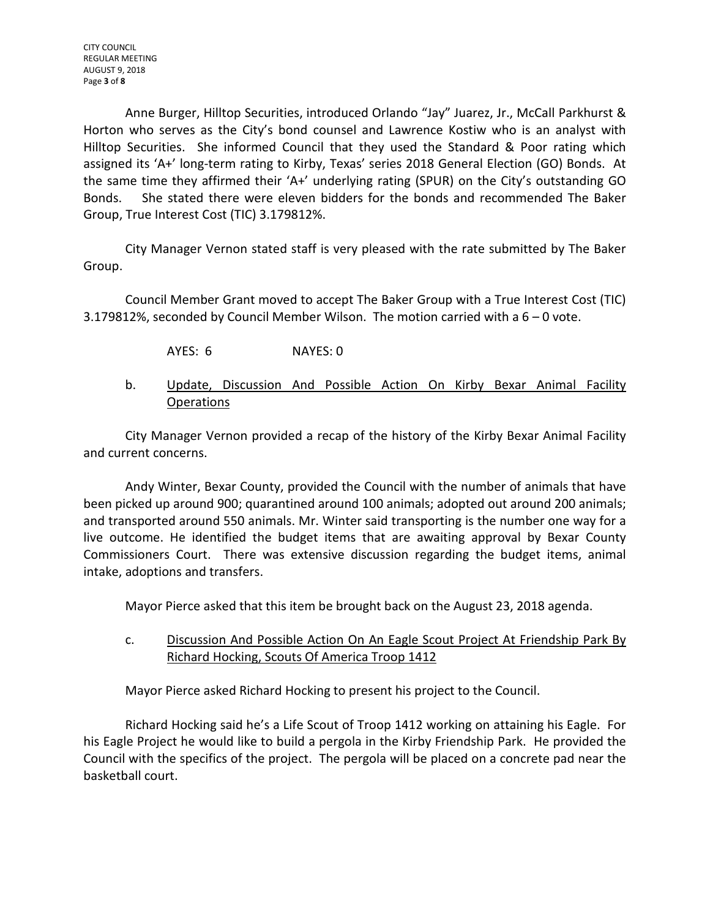Anne Burger, Hilltop Securities, introduced Orlando "Jay" Juarez, Jr., McCall Parkhurst & Horton who serves as the City's bond counsel and Lawrence Kostiw who is an analyst with Hilltop Securities. She informed Council that they used the Standard & Poor rating which assigned its 'A+' long-term rating to Kirby, Texas' series 2018 General Election (GO) Bonds. At the same time they affirmed their 'A+' underlying rating (SPUR) on the City's outstanding GO Bonds. She stated there were eleven bidders for the bonds and recommended The Baker Group, True Interest Cost (TIC) 3.179812%.

City Manager Vernon stated staff is very pleased with the rate submitted by The Baker Group.

Council Member Grant moved to accept The Baker Group with a True Interest Cost (TIC) 3.179812%, seconded by Council Member Wilson. The motion carried with a 6 – 0 vote.

AYES: 6 NAYES: 0

b. Update, Discussion And Possible Action On Kirby Bexar Animal Facility Operations

City Manager Vernon provided a recap of the history of the Kirby Bexar Animal Facility and current concerns.

Andy Winter, Bexar County, provided the Council with the number of animals that have been picked up around 900; quarantined around 100 animals; adopted out around 200 animals; and transported around 550 animals. Mr. Winter said transporting is the number one way for a live outcome. He identified the budget items that are awaiting approval by Bexar County Commissioners Court. There was extensive discussion regarding the budget items, animal intake, adoptions and transfers.

Mayor Pierce asked that this item be brought back on the August 23, 2018 agenda.

c. Discussion And Possible Action On An Eagle Scout Project At Friendship Park By Richard Hocking, Scouts Of America Troop 1412

Mayor Pierce asked Richard Hocking to present his project to the Council.

Richard Hocking said he's a Life Scout of Troop 1412 working on attaining his Eagle. For his Eagle Project he would like to build a pergola in the Kirby Friendship Park. He provided the Council with the specifics of the project. The pergola will be placed on a concrete pad near the basketball court.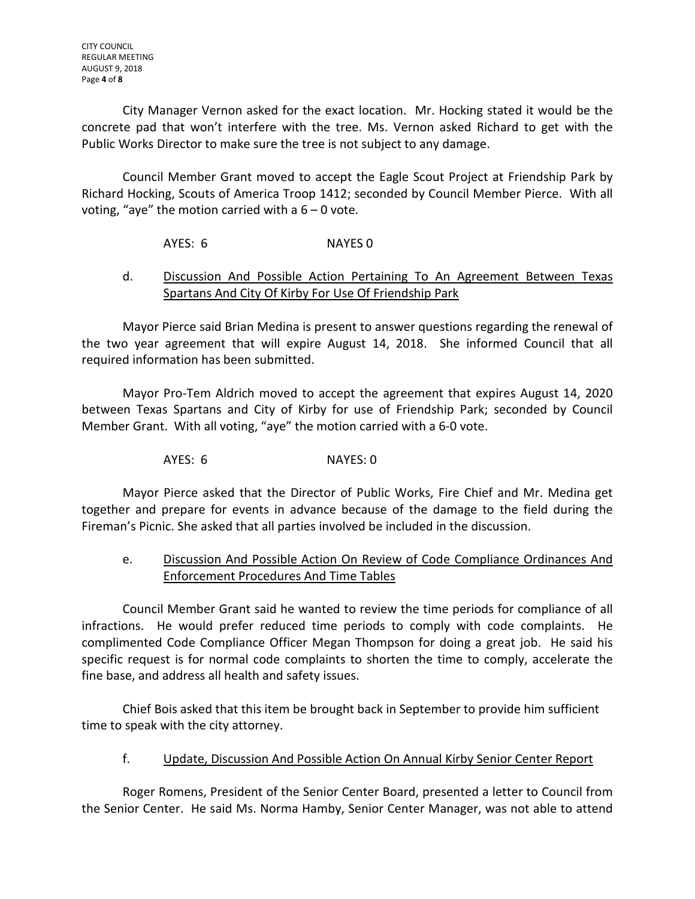City Manager Vernon asked for the exact location. Mr. Hocking stated it would be the concrete pad that won't interfere with the tree. Ms. Vernon asked Richard to get with the Public Works Director to make sure the tree is not subject to any damage.

Council Member Grant moved to accept the Eagle Scout Project at Friendship Park by Richard Hocking, Scouts of America Troop 1412; seconded by Council Member Pierce. With all voting, "aye" the motion carried with a 6 – 0 vote.

AYES: 6 NAYES 0

d. <u>Discussion And Possible Action Pertaining To An Agreement Between Texas Spartans And City Of Kirby For Use Of Friendship Park</u>

Mayor Pierce said Brian Medina is present to answer questions regarding the renewal of the two year agreement that will expire August 14, 2018. She informed Council that all required information has been submitted.

Mayor Pro-Tem Aldrich moved to accept the agreement that expires August 14, 2020 between Texas Spartans and City of Kirby for use of Friendship Park; seconded by Council Member Grant. With all voting, "aye" the motion carried with a 6-0 vote.

AYES: 6 NAYES: 0

Mayor Pierce asked that the Director of Public Works, Fire Chief and Mr. Medina get together and prepare for events in advance because of the damage to the field during the Fireman's Picnic. She asked that all parties involved be included in the discussion.

e. <u>Discussion And Possible Action On Review of Code Compliance Ordinances And Enforcement Procedures And Time Tables</u>

Council Member Grant said he wanted to review the time periods for compliance of all infractions. He would prefer reduced time periods to comply with code complaints. He complimented Code Compliance Officer Megan Thompson for doing a great job. He said his specific request is for normal code complaints to shorten the time to comply, accelerate the fine base, and address all health and safety issues.

Chief Bois asked that this item be brought back in September to provide him sufficient time to speak with the city attorney.

f. <u>Update, Discussion And Possible Action On Annual Kirby Senior Center Report</u>

Roger Romens, President of the Senior Center Board, presented a letter to Council from the Senior Center. He said Ms. Norma Hamby, Senior Center Manager, was not able to attend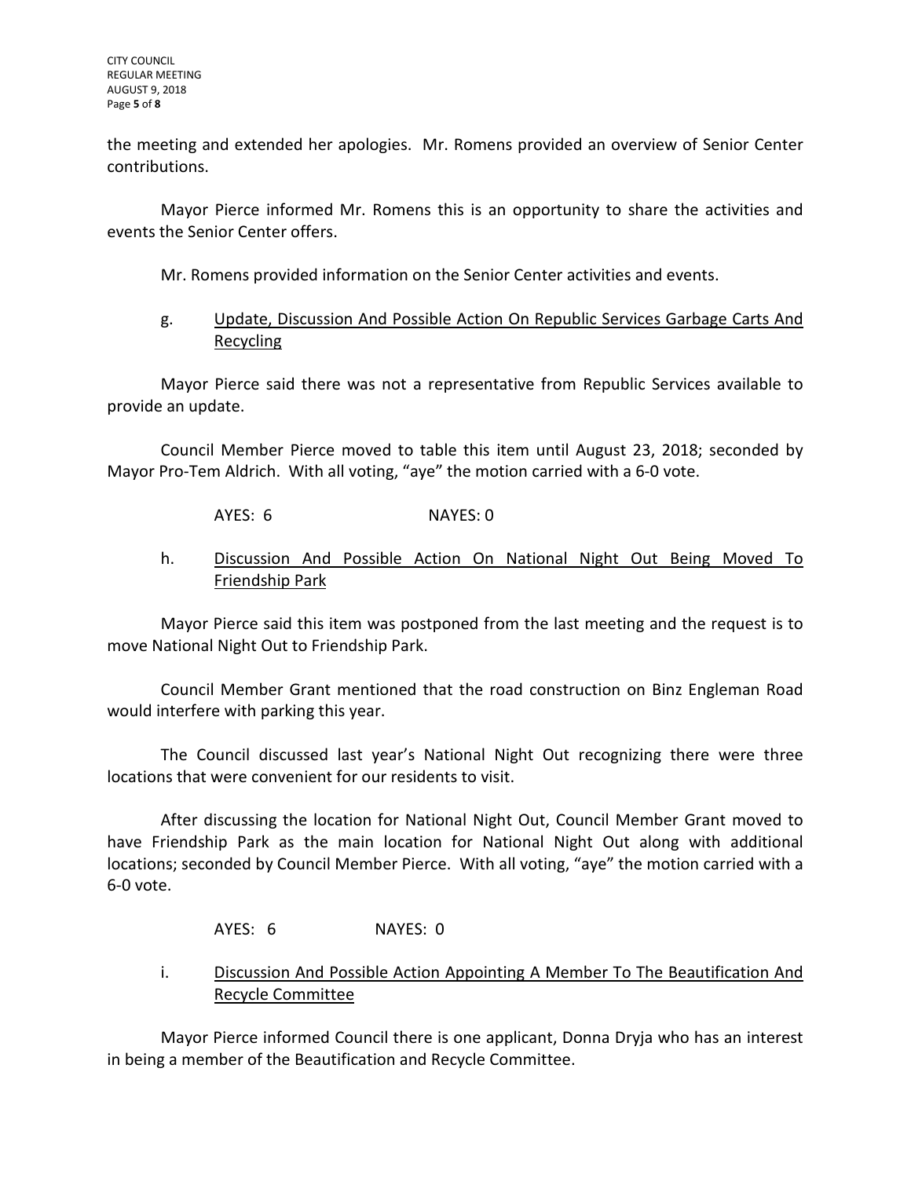the meeting and extended her apologies. Mr. Romens provided an overview of Senior Center contributions.

Mayor Pierce informed Mr. Romens this is an opportunity to share the activities and events the Senior Center offers.

Mr. Romens provided information on the Senior Center activities and events.

g. Update, Discussion And Possible Action On Republic Services Garbage Carts And Recycling

Mayor Pierce said there was not a representative from Republic Services available to provide an update.

Council Member Pierce moved to table this item until August 23, 2018; seconded by Mayor Pro-Tem Aldrich. With all voting, "aye" the motion carried with a 6-0 vote.

AYES: 6 NAYES: 0

h. Discussion And Possible Action On National Night Out Being Moved To Friendship Park

Mayor Pierce said this item was postponed from the last meeting and the request is to move National Night Out to Friendship Park.

Council Member Grant mentioned that the road construction on Binz Engleman Road would interfere with parking this year.

The Council discussed last year's National Night Out recognizing there were three locations that were convenient for our residents to visit.

After discussing the location for National Night Out, Council Member Grant moved to have Friendship Park as the main location for National Night Out along with additional locations; seconded by Council Member Pierce. With all voting, "aye" the motion carried with a 6-0 vote.

AYES: 6 NAYES: 0

i. Discussion And Possible Action Appointing A Member To The Beautification And Recycle Committee

Mayor Pierce informed Council there is one applicant, Donna Dryja who has an interest in being a member of the Beautification and Recycle Committee.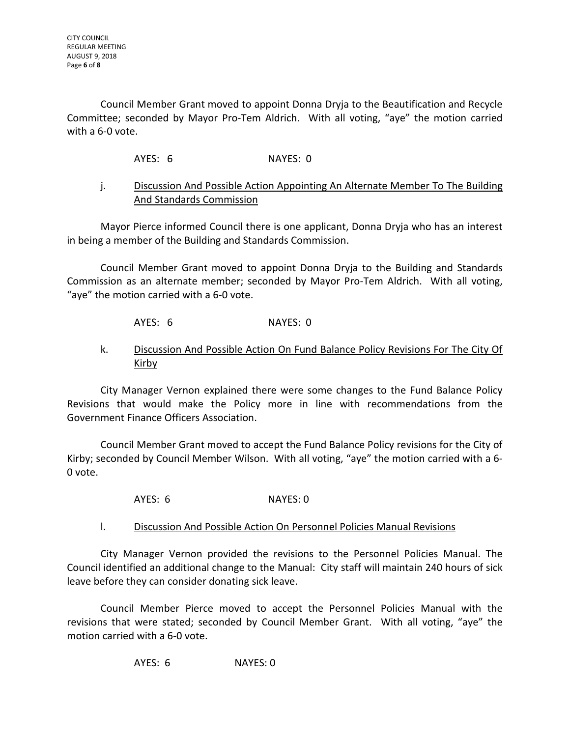Council Member Grant moved to appoint Donna Dryja to the Beautification and Recycle Committee; seconded by Mayor Pro-Tem Aldrich. With all voting, "aye" the motion carried with a 6-0 vote.

AYES: 6 NAYES: 0

j. Discussion And Possible Action Appointing An Alternate Member To The Building And Standards Commission

Mayor Pierce informed Council there is one applicant, Donna Dryja who has an interest in being a member of the Building and Standards Commission.

Council Member Grant moved to appoint Donna Dryja to the Building and Standards Commission as an alternate member; seconded by Mayor Pro-Tem Aldrich. With all voting, "aye" the motion carried with a 6-0 vote.

AYES: 6 NAYES: 0

k. Discussion And Possible Action On Fund Balance Policy Revisions For The City Of Kirby

City Manager Vernon explained there were some changes to the Fund Balance Policy Revisions that would make the Policy more in line with recommendations from the Government Finance Officers Association.

Council Member Grant moved to accept the Fund Balance Policy revisions for the City of Kirby; seconded by Council Member Wilson. With all voting, "aye" the motion carried with a 6-0 vote.

AYES: 6 NAYES: 0

l. Discussion And Possible Action On Personnel Policies Manual Revisions

City Manager Vernon provided the revisions to the Personnel Policies Manual. The Council identified an additional change to the Manual: City staff will maintain 240 hours of sick leave before they can consider donating sick leave.

Council Member Pierce moved to accept the Personnel Policies Manual with the revisions that were stated; seconded by Council Member Grant. With all voting, "aye" the motion carried with a 6-0 vote.

AYES: 6 NAYES: 0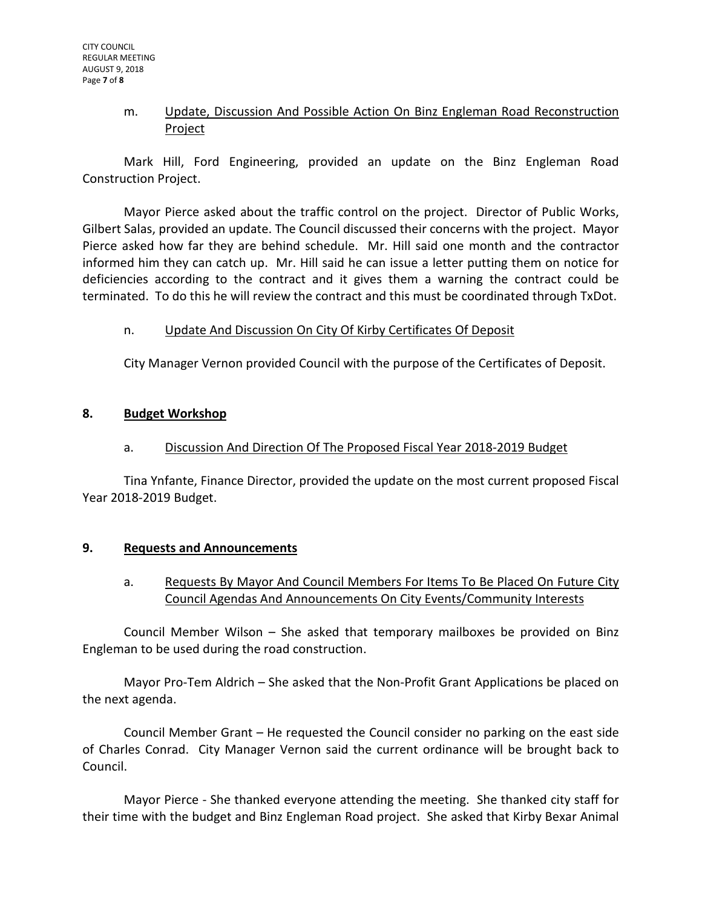m. Update, Discussion And Possible Action On Binz Engleman Road Reconstruction Project

Mark Hill, Ford Engineering, provided an update on the Binz Engleman Road Construction Project.

Mayor Pierce asked about the traffic control on the project. Director of Public Works, Gilbert Salas, provided an update. The Council discussed their concerns with the project. Mayor Pierce asked how far they are behind schedule. Mr. Hill said one month and the contractor informed him they can catch up. Mr. Hill said he can issue a letter putting them on notice for deficiencies according to the contract and it gives them a warning the contract could be terminated. To do this he will review the contract and this must be coordinated through TxDot.

n. Update And Discussion On City Of Kirby Certificates Of Deposit

City Manager Vernon provided Council with the purpose of the Certificates of Deposit.

## 8. Budget Workshop

a. Discussion And Direction Of The Proposed Fiscal Year 2018-2019 Budget

Tina Ynfante, Finance Director, provided the update on the most current proposed Fiscal Year 2018-2019 Budget.

## 9. Requests and Announcements

a. Requests By Mayor And Council Members For Items To Be Placed On Future City Council Agendas And Announcements On City Events/Community Interests

Council Member Wilson – She asked that temporary mailboxes be provided on Binz Engleman to be used during the road construction.

Mayor Pro-Tem Aldrich – She asked that the Non-Profit Grant Applications be placed on the next agenda.

Council Member Grant – He requested the Council consider no parking on the east side of Charles Conrad. City Manager Vernon said the current ordinance will be brought back to Council.

Mayor Pierce - She thanked everyone attending the meeting. She thanked city staff for their time with the budget and Binz Engleman Road project. She asked that Kirby Bexar Animal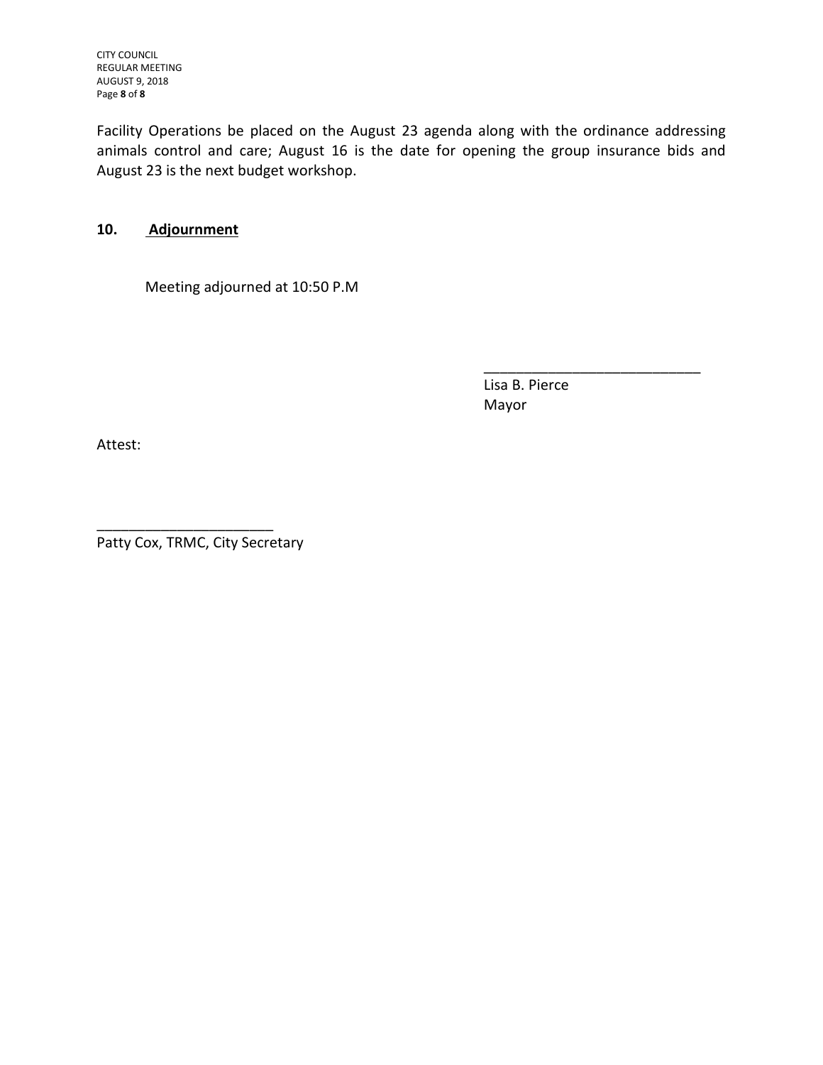Facility Operations be placed on the August 23 agenda along with the ordinance addressing animals control and care; August 16 is the date for opening the group insurance bids and August 23 is the next budget workshop.

## 10. Adjournment

Meeting adjourned at 10:50 P.M

___________________________
Lisa B. Pierce
Mayor

Attest:

______________________
Patty Cox, TRMC, City Secretary